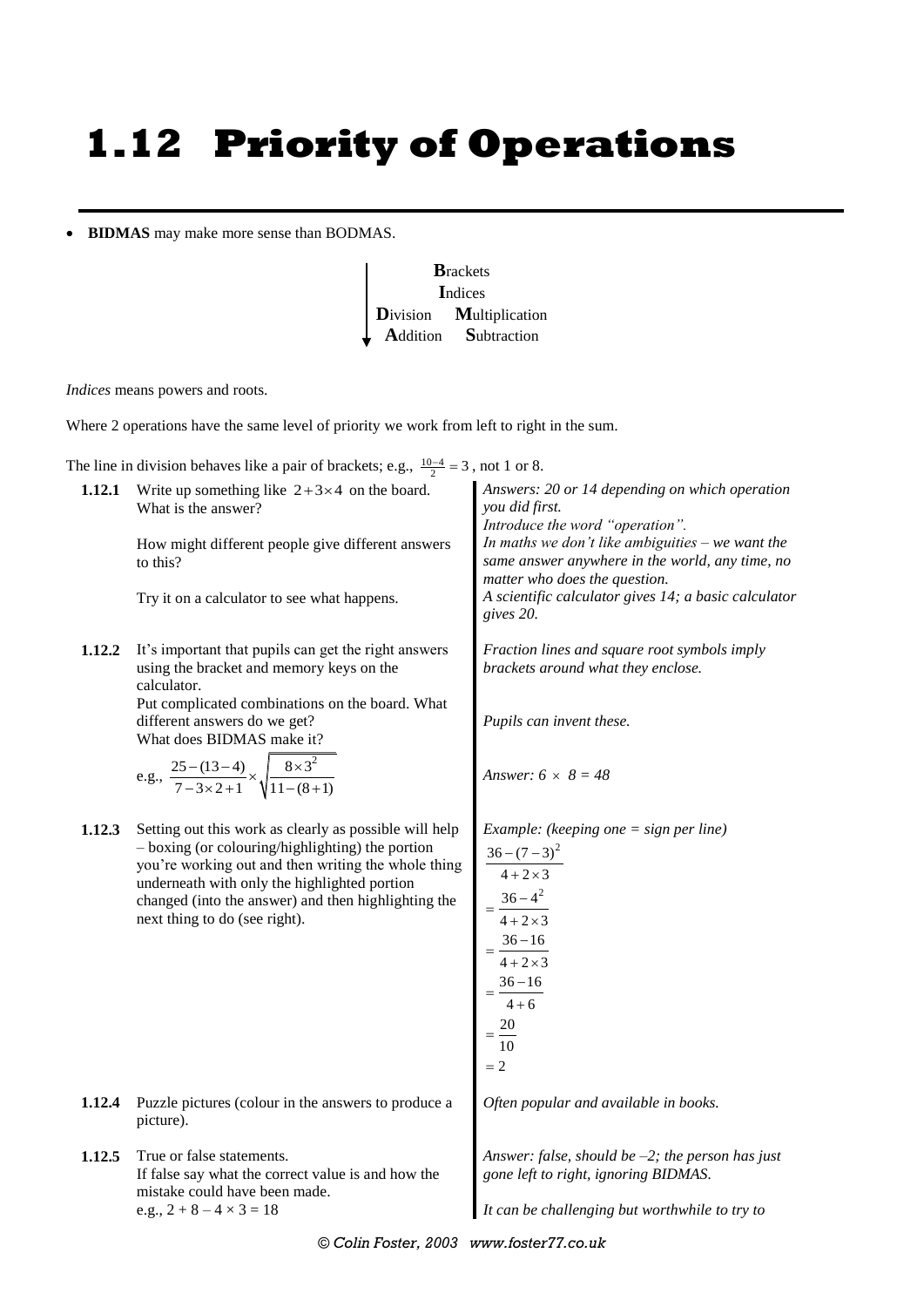# 1.12 Priority of Operations

- **BIDMAS** may make more sense than BODMAS.

**B**rackets
**I**ndices
**D**ivision **M**ultiplication
**A**ddition **S**ubtraction

*Indices* means powers and roots.

Where 2 operations have the same level of priority we work from left to right in the sum.

The line in division behaves like a pair of brackets; e.g., $\frac{10-4}{2}=3$, not 1 or 8.

**1.12.1** Write up something like $2+3\times4$ on the board. What is the answer?

How might different people give different answers to this?

Try it on a calculator to see what happens.

*Answers: 20 or 14 depending on which operation you did first.*
*Introduce the word "operation".*
*In maths we don't like ambiguities – we want the same answer anywhere in the world, any time, no matter who does the question.*
*A scientific calculator gives 14; a basic calculator gives 20.*

**1.12.2** It's important that pupils can get the right answers using the bracket and memory keys on the calculator.
Put complicated combinations on the board. What different answers do we get?
What does BIDMAS make it?

e.g., $\frac{25-(13-4)}{7-3\times2+1}\times\sqrt{\frac{8\times3^2}{11-(8+1)}}$

*Fraction lines and square root symbols imply brackets around what they enclose.*

*Pupils can invent these.*

*Answer: $6\times8=48$*

**1.12.3** Setting out this work as clearly as possible will help – boxing (or colouring/highlighting) the portion you're working out and then writing the whole thing underneath with only the highlighted portion changed (into the answer) and then highlighting the next thing to do (see right).

*Example: (keeping one = sign per line)*

$$\frac{36-(7-3)^2}{4+2\times3}$$
$$=\frac{36-4^2}{4+2\times3}$$
$$=\frac{36-16}{4+2\times3}$$
$$=\frac{36-16}{4+6}$$
$$=\frac{20}{10}$$
$$=2$$

**1.12.4** Puzzle pictures (colour in the answers to produce a picture).

*Often popular and available in books.*

**1.12.5** True or false statements.
If false say what the correct value is and how the mistake could have been made.
e.g., $2+8-4\times3=18$

*Answer: false, should be –2; the person has just gone left to right, ignoring BIDMAS.*

*It can be challenging but worthwhile to try to*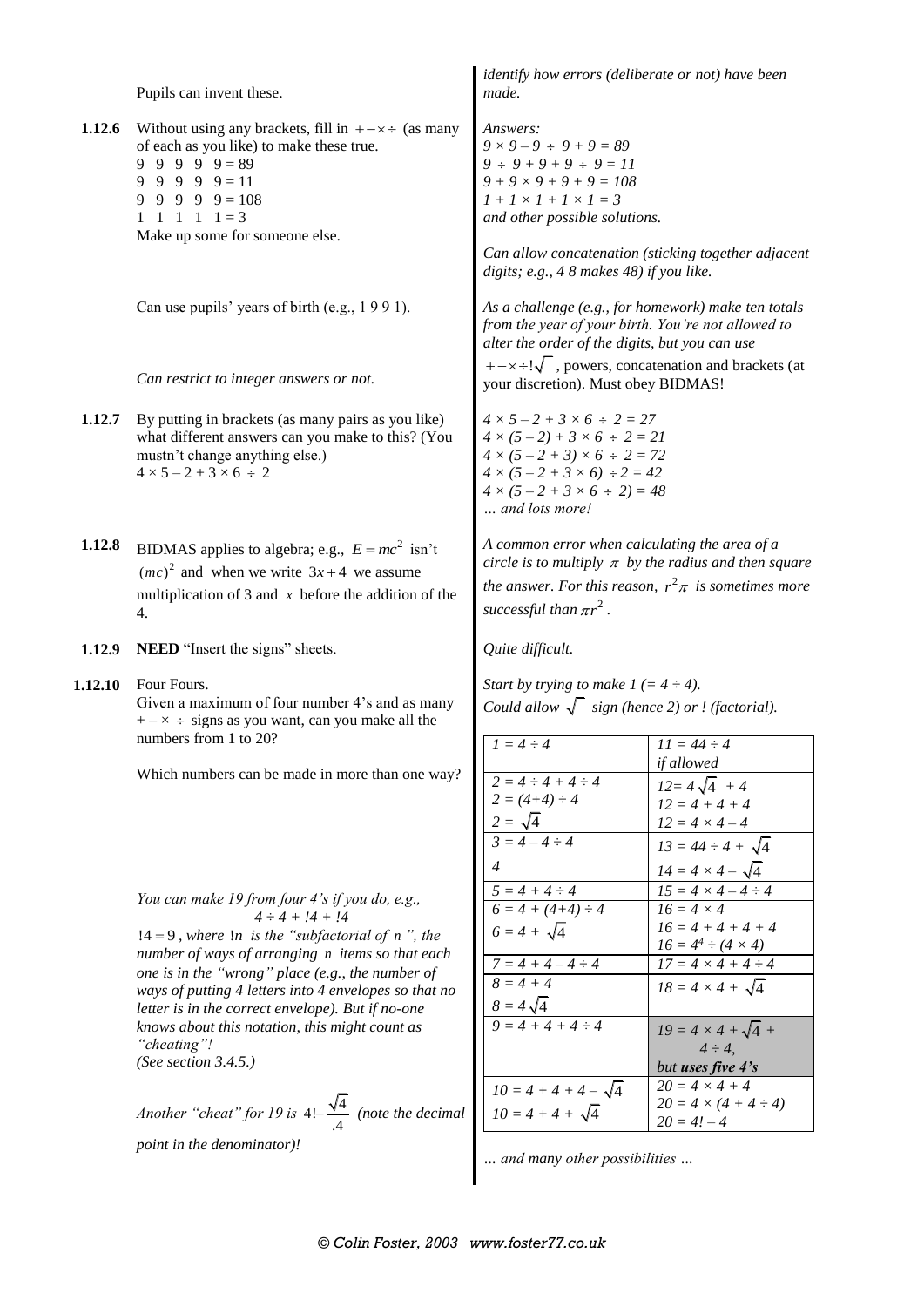Pupils can invent these.

*identify how errors (deliberate or not) have been made.*

**1.12.6** Without using any brackets, fill in $+-\times\div$ (as many of each as you like) to make these true.

9 9 9 9 9 = 89
9 9 9 9 9 = 11
9 9 9 9 9 = 108
1 1 1 1 1 = 3

Make up some for someone else.

*Answers:*
*9 × 9 – 9 ÷ 9 + 9 = 89*
*9 ÷ 9 + 9 + 9 ÷ 9 = 11*
*9 + 9 × 9 + 9 + 9 = 108*
*1 + 1 × 1 + 1 × 1 = 3*
*and other possible solutions.*

*Can allow concatenation (sticking together adjacent digits; e.g., 4 8 makes 48) if you like.*

Can use pupils' years of birth (e.g., 1 9 9 1).

*As a challenge (e.g., for homework) make ten totals from the year of your birth. You're not allowed to alter the order of the digits, but you can use* $+-\times\div!\sqrt{\ }$ *, powers, concatenation and brackets (at your discretion). Must obey BIDMAS!*

*Can restrict to integer answers or not.*

**1.12.7** By putting in brackets (as many pairs as you like) what different answers can you make to this? (You mustn't change anything else.)
4 × 5 – 2 + 3 × 6 ÷ 2

*4 × 5 – 2 + 3 × 6 ÷ 2 = 27*
*4 × (5 – 2) + 3 × 6 ÷ 2 = 21*
*4 × (5 – 2 + 3) × 6 ÷ 2 = 72*
*4 × (5 – 2 + 3 × 6) ÷ 2 = 42*
*4 × (5 – 2 + 3 × 6 ÷ 2) = 48*
*… and lots more!*

**1.12.8** BIDMAS applies to algebra; e.g., $E = mc^2$ isn't $(mc)^2$ and when we write $3x + 4$ we assume multiplication of 3 and $x$ before the addition of the 4.

*A common error when calculating the area of a circle is to multiply $\pi$ by the radius and then square the answer. For this reason, $r^2\pi$ is sometimes more successful than $\pi r^2$.*

**1.12.9** **NEED** "Insert the signs" sheets.

*Quite difficult.*

**1.12.10** Four Fours.
Given a maximum of four number 4's and as many $+-\times\div$ signs as you want, can you make all the numbers from 1 to 20?

Which numbers can be made in more than one way?

*Start by trying to make 1 (= 4 ÷ 4).*
*Could allow $\sqrt{\ }$ sign (hence 2) or ! (factorial).*

| | |
|---|---|
| *1 = 4 ÷ 4* | *11 = 44 ÷ 4* *if allowed* |
| *2 = 4 ÷ 4 + 4 ÷ 4* <br> *2 = (4+4) ÷ 4* <br> *2 =* $\sqrt{4}$ | *12 =* $4\sqrt{4}$ *+ 4* <br> *12 = 4 + 4 + 4* <br> *12 = 4 × 4 – 4* |
| *3 = 4 – 4 ÷ 4* | *13 = 44 ÷ 4 +* $\sqrt{4}$ |
| *4* | *14 = 4 × 4 –* $\sqrt{4}$ |
| *5 = 4 + 4 ÷ 4* | *15 = 4 × 4 – 4 ÷ 4* |
| *6 = 4 + (4+4) ÷ 4* <br> *6 = 4 +* $\sqrt{4}$ | *16 = 4 × 4* <br> *16 = 4 + 4 + 4 + 4* <br> *16 =* $4^4$ *÷ (4 × 4)* |
| *7 = 4 + 4 – 4 ÷ 4* | *17 = 4 × 4 + 4 ÷ 4* |
| *8 = 4 + 4* <br> *8 =* $4\sqrt{4}$ | *18 = 4 × 4 +* $\sqrt{4}$ |
| *9 = 4 + 4 + 4 ÷ 4* | *19 = 4 × 4 +* $\sqrt{4}$ *+ 4 ÷ 4,* *but **uses five 4's*** |
| *10 = 4 + 4 + 4 –* $\sqrt{4}$ <br> *10 = 4 + 4 +* $\sqrt{4}$ | *20 = 4 × 4 + 4* <br> *20 = 4 × (4 + 4 ÷ 4)* <br> *20 = 4! – 4* |

*… and many other possibilities …*

*You can make 19 from four 4's if you do, e.g.,*

*4 ÷ 4 + !4 + !4*

*$!4 = 9$, where $!n$ is the "subfactorial of $n$", the number of ways of arranging $n$ items so that each one is in the "wrong" place (e.g., the number of ways of putting 4 letters into 4 envelopes so that no letter is in the correct envelope). But if no-one knows about this notation, this might count as "cheating"!*
*(See section 3.4.5.)*

*Another "cheat" for 19 is $4! - \frac{\sqrt{4}}{.4}$ (note the decimal point in the denominator)!*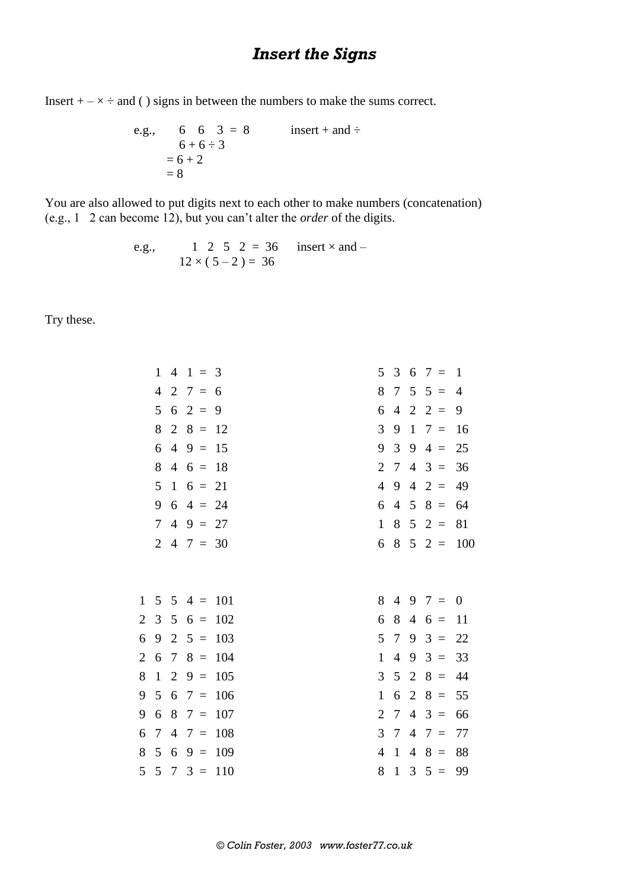# *Insert the Signs*

Insert + – × ÷ and ( ) signs in between the numbers to make the sums correct.

e.g., 6 6 3 = 8 insert + and ÷

$6 + 6 \div 3$
$= 6 + 2$
$= 8$

You are also allowed to put digits next to each other to make numbers (concatenation) (e.g., 1 2 can become 12), but you can't alter the *order* of the digits.

e.g., 1 2 5 2 = 36 insert × and –

$12 \times (5 - 2) = 36$

Try these.

| | |
|---|---|
| 1 4 1 = 3 | 5 3 6 7 = 1 |
| 4 2 7 = 6 | 8 7 5 5 = 4 |
| 5 6 2 = 9 | 6 4 2 2 = 9 |
| 8 2 8 = 12 | 3 9 1 7 = 16 |
| 6 4 9 = 15 | 9 3 9 4 = 25 |
| 8 4 6 = 18 | 2 7 4 3 = 36 |
| 5 1 6 = 21 | 4 9 4 2 = 49 |
| 9 6 4 = 24 | 6 4 5 8 = 64 |
| 7 4 9 = 27 | 1 8 5 2 = 81 |
| 2 4 7 = 30 | 6 8 5 2 = 100 |

| | |
|---|---|
| 1 5 5 4 = 101 | 8 4 9 7 = 0 |
| 2 3 5 6 = 102 | 6 8 4 6 = 11 |
| 6 9 2 5 = 103 | 5 7 9 3 = 22 |
| 2 6 7 8 = 104 | 1 4 9 3 = 33 |
| 8 1 2 9 = 105 | 3 5 2 8 = 44 |
| 9 5 6 7 = 106 | 1 6 2 8 = 55 |
| 9 6 8 7 = 107 | 2 7 4 3 = 66 |
| 6 7 4 7 = 108 | 3 7 4 7 = 77 |
| 8 5 6 9 = 109 | 4 1 4 8 = 88 |
| 5 5 7 3 = 110 | 8 1 3 5 = 99 |

*© Colin Foster, 2003 www.foster77.co.uk*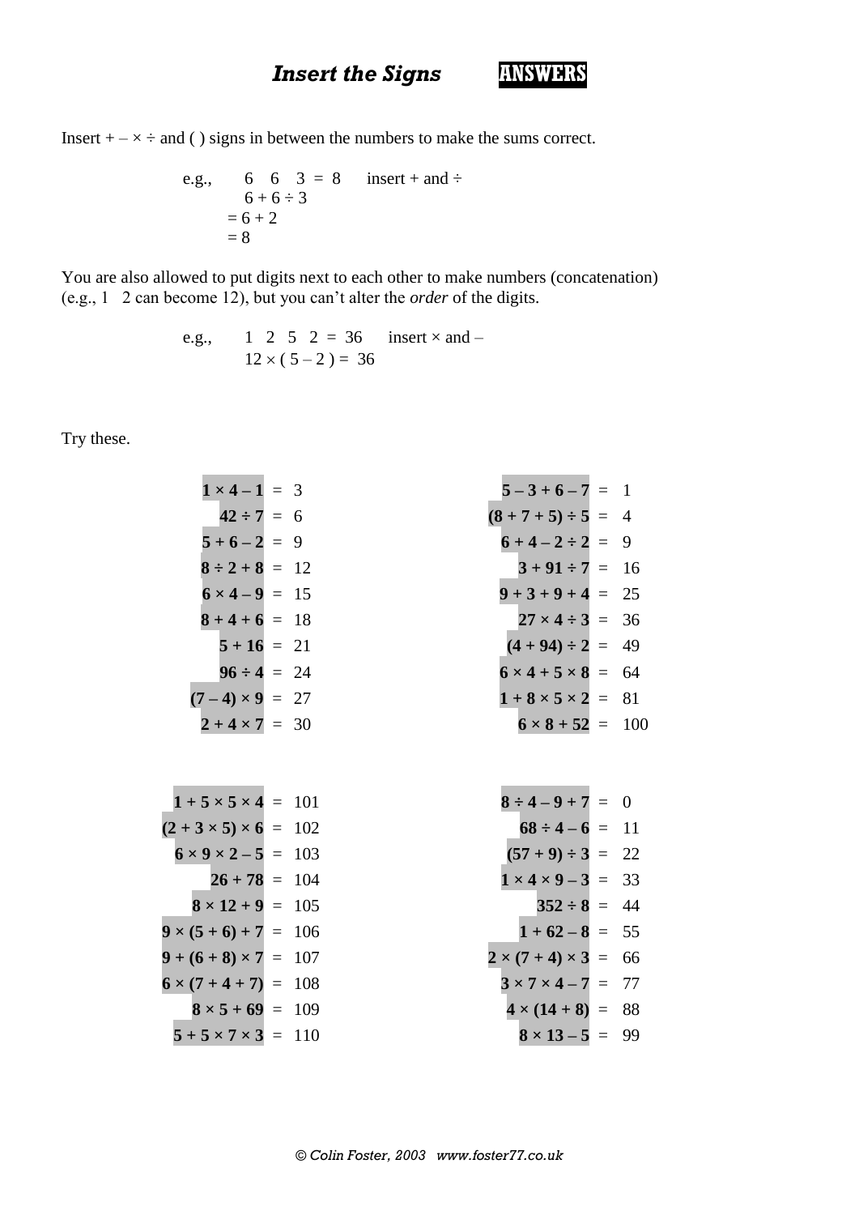# *Insert the Signs* **ANSWERS**

Insert + – × ÷ and ( ) signs in between the numbers to make the sums correct.

e.g., 6 6 3 = 8 insert + and ÷

$6 + 6 \div 3$
$= 6 + 2$
$= 8$

You are also allowed to put digits next to each other to make numbers (concatenation) (e.g., 1 2 can become 12), but you can't alter the *order* of the digits.

e.g., 1 2 5 2 = 36 insert × and –

$12 \times (5 - 2) = 36$

Try these.

| | | | |
|---|---|---|---|
| $\mathbf{1 \times 4 - 1}$ | = 3 | $\mathbf{5 - 3 + 6 - 7}$ | = 1 |
| $\mathbf{42 \div 7}$ | = 6 | $\mathbf{(8 + 7 + 5) \div 5}$ | = 4 |
| $\mathbf{5 + 6 - 2}$ | = 9 | $\mathbf{6 + 4 - 2 \div 2}$ | = 9 |
| $\mathbf{8 \div 2 + 8}$ | = 12 | $\mathbf{3 + 91 \div 7}$ | = 16 |
| $\mathbf{6 \times 4 - 9}$ | = 15 | $\mathbf{9 + 3 + 9 + 4}$ | = 25 |
| $\mathbf{8 + 4 + 6}$ | = 18 | $\mathbf{27 \times 4 \div 3}$ | = 36 |
| $\mathbf{5 + 16}$ | = 21 | $\mathbf{(4 + 94) \div 2}$ | = 49 |
| $\mathbf{96 \div 4}$ | = 24 | $\mathbf{6 \times 4 + 5 \times 8}$ | = 64 |
| $\mathbf{(7 - 4) \times 9}$ | = 27 | $\mathbf{1 + 8 \times 5 \times 2}$ | = 81 |
| $\mathbf{2 + 4 \times 7}$ | = 30 | $\mathbf{6 \times 8 + 52}$ | = 100 |

| | | | |
|---|---|---|---|
| $\mathbf{1 + 5 \times 5 \times 4}$ | = 101 | $\mathbf{8 \div 4 - 9 + 7}$ | = 0 |
| $\mathbf{(2 + 3 \times 5) \times 6}$ | = 102 | $\mathbf{68 \div 4 - 6}$ | = 11 |
| $\mathbf{6 \times 9 \times 2 - 5}$ | = 103 | $\mathbf{(57 + 9) \div 3}$ | = 22 |
| $\mathbf{26 + 78}$ | = 104 | $\mathbf{1 \times 4 \times 9 - 3}$ | = 33 |
| $\mathbf{8 \times 12 + 9}$ | = 105 | $\mathbf{352 \div 8}$ | = 44 |
| $\mathbf{9 \times (5 + 6) + 7}$ | = 106 | $\mathbf{1 + 62 - 8}$ | = 55 |
| $\mathbf{9 + (6 + 8) \times 7}$ | = 107 | $\mathbf{2 \times (7 + 4) \times 3}$ | = 66 |
| $\mathbf{6 \times (7 + 4 + 7)}$ | = 108 | $\mathbf{3 \times 7 \times 4 - 7}$ | = 77 |
| $\mathbf{8 \times 5 + 69}$ | = 109 | $\mathbf{4 \times (14 + 8)}$ | = 88 |
| $\mathbf{5 + 5 \times 7 \times 3}$ | = 110 | $\mathbf{8 \times 13 - 5}$ | = 99 |

*© Colin Foster, 2003 www.foster77.co.uk*